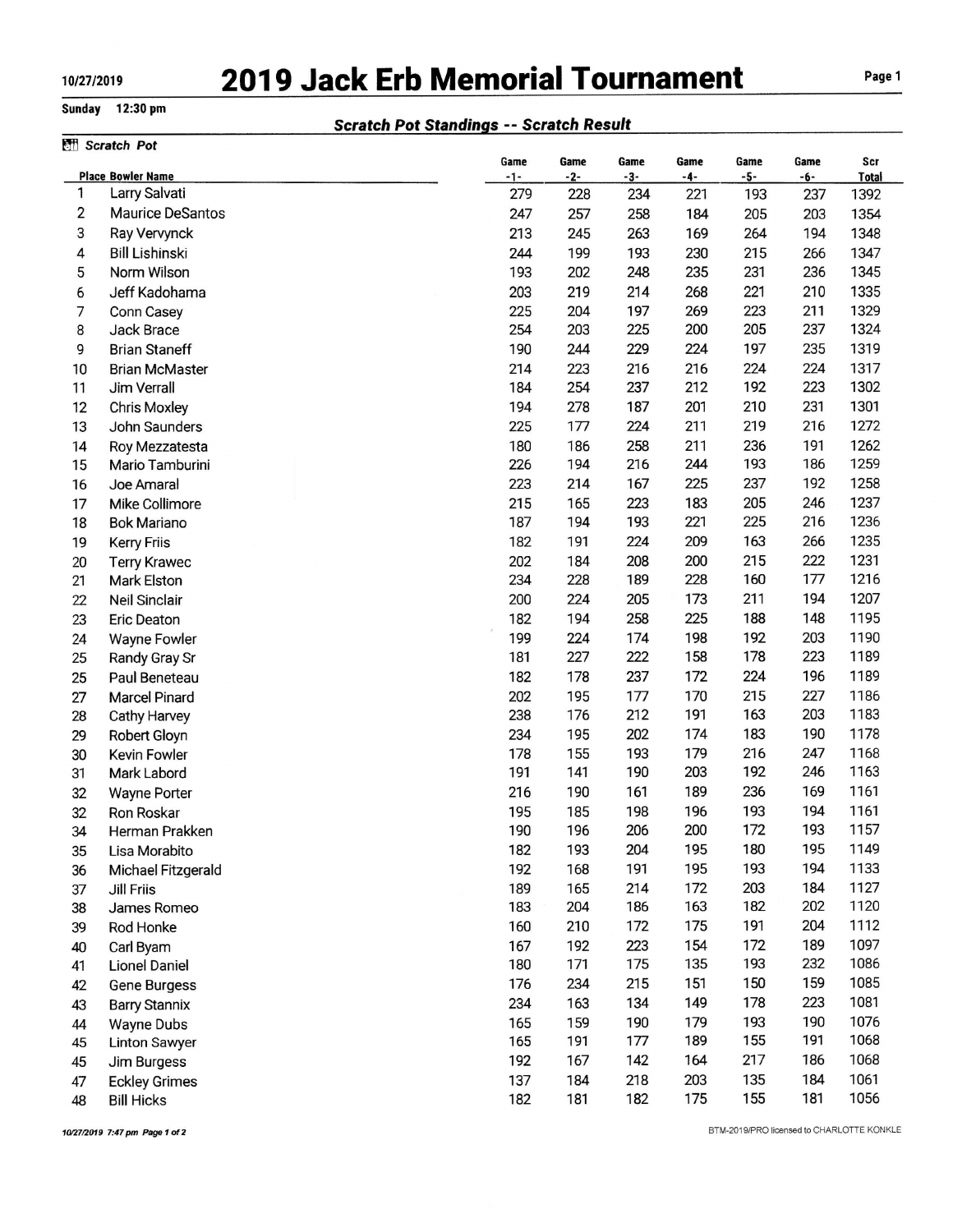10/27/2019

# 2019 Jack Erb Memorial Tournament

Sunday 12:30 pm

## Scratch Pot Standings -- Scratch Result

### Scratch Pot

| Place | Bowler Name | Game -1- | Game -2- | Game -3- | Game -4- | Game -5- | Game -6- | Scr Total |
|---|---|---|---|---|---|---|---|---|
| 1 | Larry Salvati | 279 | 228 | 234 | 221 | 193 | 237 | 1392 |
| 2 | Maurice DeSantos | 247 | 257 | 258 | 184 | 205 | 203 | 1354 |
| 3 | Ray Vervynck | 213 | 245 | 263 | 169 | 264 | 194 | 1348 |
| 4 | Bill Lishinski | 244 | 199 | 193 | 230 | 215 | 266 | 1347 |
| 5 | Norm Wilson | 193 | 202 | 248 | 235 | 231 | 236 | 1345 |
| 6 | Jeff Kadohama | 203 | 219 | 214 | 268 | 221 | 210 | 1335 |
| 7 | Conn Casey | 225 | 204 | 197 | 269 | 223 | 211 | 1329 |
| 8 | Jack Brace | 254 | 203 | 225 | 200 | 205 | 237 | 1324 |
| 9 | Brian Staneff | 190 | 244 | 229 | 224 | 197 | 235 | 1319 |
| 10 | Brian McMaster | 214 | 223 | 216 | 216 | 224 | 224 | 1317 |
| 11 | Jim Verrall | 184 | 254 | 237 | 212 | 192 | 223 | 1302 |
| 12 | Chris Moxley | 194 | 278 | 187 | 201 | 210 | 231 | 1301 |
| 13 | John Saunders | 225 | 177 | 224 | 211 | 219 | 216 | 1272 |
| 14 | Roy Mezzatesta | 180 | 186 | 258 | 211 | 236 | 191 | 1262 |
| 15 | Mario Tamburini | 226 | 194 | 216 | 244 | 193 | 186 | 1259 |
| 16 | Joe Amaral | 223 | 214 | 167 | 225 | 237 | 192 | 1258 |
| 17 | Mike Collimore | 215 | 165 | 223 | 183 | 205 | 246 | 1237 |
| 18 | Bok Mariano | 187 | 194 | 193 | 221 | 225 | 216 | 1236 |
| 19 | Kerry Friis | 182 | 191 | 224 | 209 | 163 | 266 | 1235 |
| 20 | Terry Krawec | 202 | 184 | 208 | 200 | 215 | 222 | 1231 |
| 21 | Mark Elston | 234 | 228 | 189 | 228 | 160 | 177 | 1216 |
| 22 | Neil Sinclair | 200 | 224 | 205 | 173 | 211 | 194 | 1207 |
| 23 | Eric Deaton | 182 | 194 | 258 | 225 | 188 | 148 | 1195 |
| 24 | Wayne Fowler | 199 | 224 | 174 | 198 | 192 | 203 | 1190 |
| 25 | Randy Gray Sr | 181 | 227 | 222 | 158 | 178 | 223 | 1189 |
| 25 | Paul Beneteau | 182 | 178 | 237 | 172 | 224 | 196 | 1189 |
| 27 | Marcel Pinard | 202 | 195 | 177 | 170 | 215 | 227 | 1186 |
| 28 | Cathy Harvey | 238 | 176 | 212 | 191 | 163 | 203 | 1183 |
| 29 | Robert Gloyn | 234 | 195 | 202 | 174 | 183 | 190 | 1178 |
| 30 | Kevin Fowler | 178 | 155 | 193 | 179 | 216 | 247 | 1168 |
| 31 | Mark Labord | 191 | 141 | 190 | 203 | 192 | 246 | 1163 |
| 32 | Wayne Porter | 216 | 190 | 161 | 189 | 236 | 169 | 1161 |
| 32 | Ron Roskar | 195 | 185 | 198 | 196 | 193 | 194 | 1161 |
| 34 | Herman Prakken | 190 | 196 | 206 | 200 | 172 | 193 | 1157 |
| 35 | Lisa Morabito | 182 | 193 | 204 | 195 | 180 | 195 | 1149 |
| 36 | Michael Fitzgerald | 192 | 168 | 191 | 195 | 193 | 194 | 1133 |
| 37 | Jill Friis | 189 | 165 | 214 | 172 | 203 | 184 | 1127 |
| 38 | James Romeo | 183 | 204 | 186 | 163 | 182 | 202 | 1120 |
| 39 | Rod Honke | 160 | 210 | 172 | 175 | 191 | 204 | 1112 |
| 40 | Carl Byam | 167 | 192 | 223 | 154 | 172 | 189 | 1097 |
| 41 | Lionel Daniel | 180 | 171 | 175 | 135 | 193 | 232 | 1086 |
| 42 | Gene Burgess | 176 | 234 | 215 | 151 | 150 | 159 | 1085 |
| 43 | Barry Stannix | 234 | 163 | 134 | 149 | 178 | 223 | 1081 |
| 44 | Wayne Dubs | 165 | 159 | 190 | 179 | 193 | 190 | 1076 |
| 45 | Linton Sawyer | 165 | 191 | 177 | 189 | 155 | 191 | 1068 |
| 45 | Jim Burgess | 192 | 167 | 142 | 164 | 217 | 186 | 1068 |
| 47 | Eckley Grimes | 137 | 184 | 218 | 203 | 135 | 184 | 1061 |
| 48 | Bill Hicks | 182 | 181 | 182 | 175 | 155 | 181 | 1056 |

10/27/2019 7:47 pm

BTM-2019/PRO licensed to CHARLOTTE KONKLE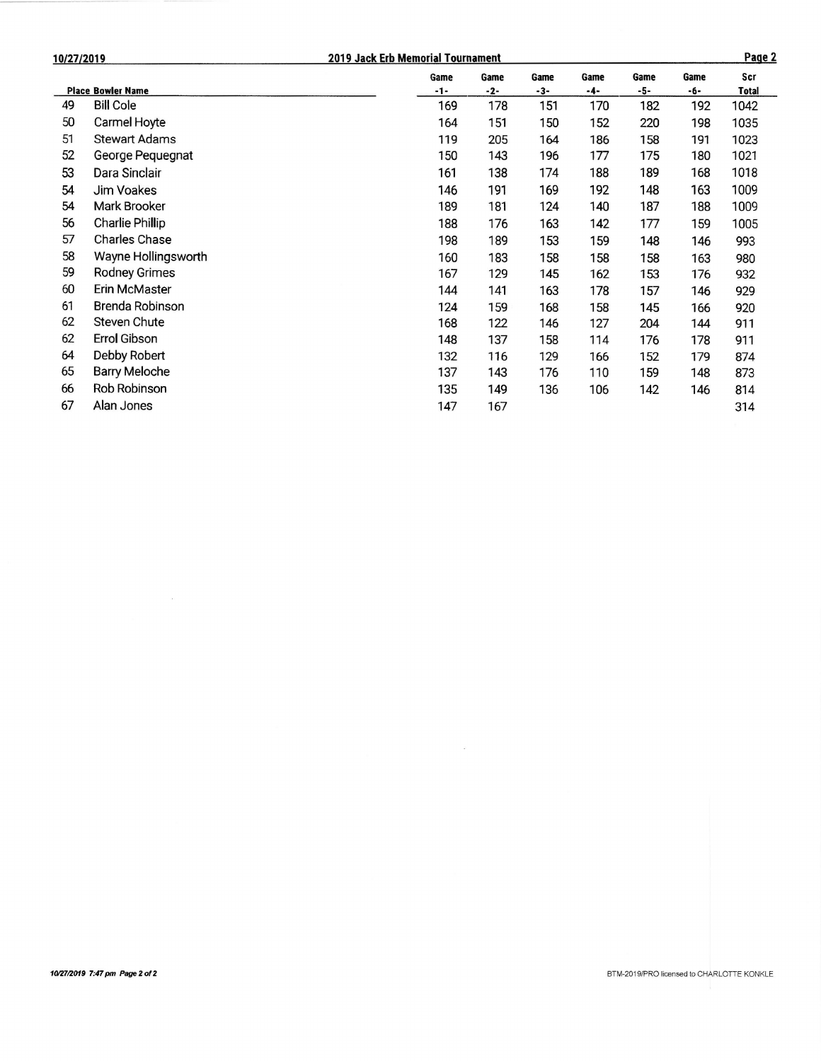10/27/2019 **2019 Jack Erb Memorial Tournament**

| Place | Bowler Name | Game -1- | Game -2- | Game -3- | Game -4- | Game -5- | Game -6- | Scr Total |
|---|---|---|---|---|---|---|---|---|
| 49 | Bill Cole | 169 | 178 | 151 | 170 | 182 | 192 | 1042 |
| 50 | Carmel Hoyte | 164 | 151 | 150 | 152 | 220 | 198 | 1035 |
| 51 | Stewart Adams | 119 | 205 | 164 | 186 | 158 | 191 | 1023 |
| 52 | George Pequegnat | 150 | 143 | 196 | 177 | 175 | 180 | 1021 |
| 53 | Dara Sinclair | 161 | 138 | 174 | 188 | 189 | 168 | 1018 |
| 54 | Jim Voakes | 146 | 191 | 169 | 192 | 148 | 163 | 1009 |
| 54 | Mark Brooker | 189 | 181 | 124 | 140 | 187 | 188 | 1009 |
| 56 | Charlie Phillip | 188 | 176 | 163 | 142 | 177 | 159 | 1005 |
| 57 | Charles Chase | 198 | 189 | 153 | 159 | 148 | 146 | 993 |
| 58 | Wayne Hollingsworth | 160 | 183 | 158 | 158 | 158 | 163 | 980 |
| 59 | Rodney Grimes | 167 | 129 | 145 | 162 | 153 | 176 | 932 |
| 60 | Erin McMaster | 144 | 141 | 163 | 178 | 157 | 146 | 929 |
| 61 | Brenda Robinson | 124 | 159 | 168 | 158 | 145 | 166 | 920 |
| 62 | Steven Chute | 168 | 122 | 146 | 127 | 204 | 144 | 911 |
| 62 | Errol Gibson | 148 | 137 | 158 | 114 | 176 | 178 | 911 |
| 64 | Debby Robert | 132 | 116 | 129 | 166 | 152 | 179 | 874 |
| 65 | Barry Meloche | 137 | 143 | 176 | 110 | 159 | 148 | 873 |
| 66 | Rob Robinson | 135 | 149 | 136 | 106 | 142 | 146 | 814 |
| 67 | Alan Jones | 147 | 167 | | | | | 314 |

*10/27/2019 7:47 pm*

BTM-2019/PRO licensed to CHARLOTTE KONKLE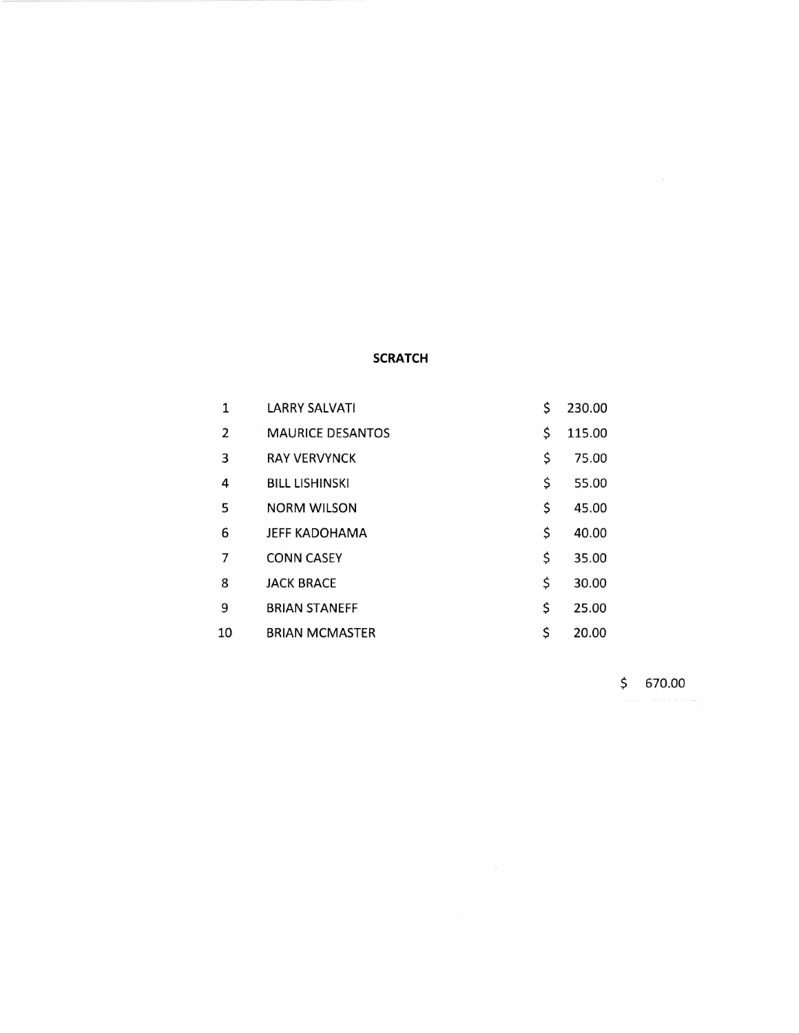**SCRATCH**

| | | |
|---|---|---|
| 1 | LARRY SALVATI | $ 230.00 |
| 2 | MAURICE DESANTOS | $ 115.00 |
| 3 | RAY VERVYNCK | $ 75.00 |
| 4 | BILL LISHINSKI | $ 55.00 |
| 5 | NORM WILSON | $ 45.00 |
| 6 | JEFF KADOHAMA | $ 40.00 |
| 7 | CONN CASEY | $ 35.00 |
| 8 | JACK BRACE | $ 30.00 |
| 9 | BRIAN STANEFF | $ 25.00 |
| 10 | BRIAN MCMASTER | $ 20.00 |

$ 670.00